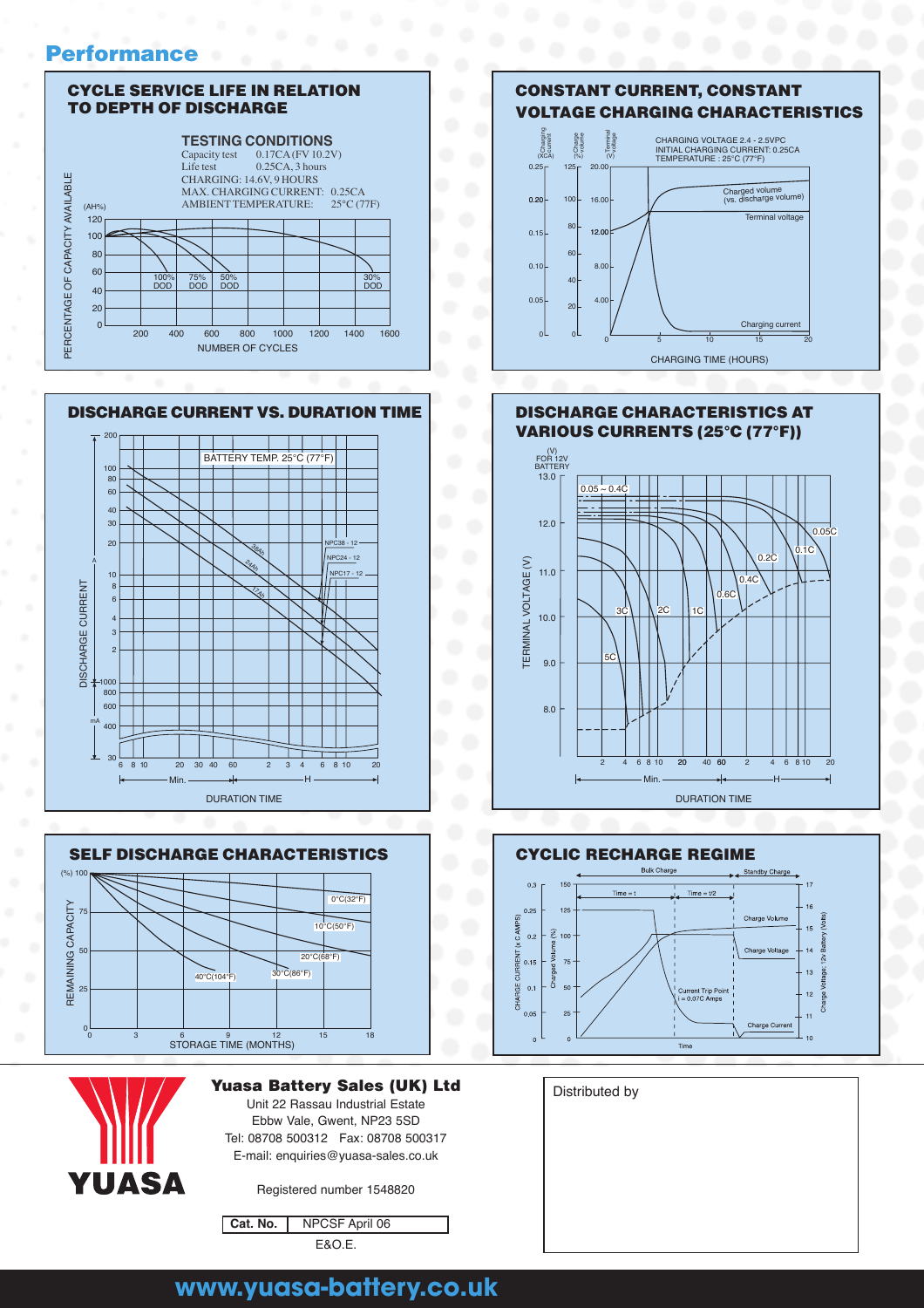## Performance

### CYCLE SERVICE LIFE IN RELATION TO DEPTH OF DISCHARGE

**TESTING CONDITIONS**

Capacity test 0.17CA (FV 10.2V)
Life test 0.25CA, 3 hours
CHARGING: 14.6V, 9 HOURS
MAX. CHARGING CURRENT: 0.25CA
AMBIENT TEMPERATURE: 25°C (77F)

PERCENTAGE OF CAPACITY AVAILABLE (AH%)

100% DOD, 75% DOD, 50% DOD, 30% DOD

NUMBER OF CYCLES

### CONSTANT CURRENT, CONSTANT VOLTAGE CHARGING CHARACTERISTICS

CHARGING VOLTAGE 2.4 - 2.5VPC
INITIAL CHARGING CURRENT: 0.25CA
TEMPERATURE : 25°C (77°F)

Charging current (XCA), Charge volume (%), Terminal voltage (V)

Charged volume (vs. discharge volume), Terminal voltage, Charging current

CHARGING TIME (HOURS)

### DISCHARGE CURRENT VS. DURATION TIME

BATTERY TEMP. 25°C (77°F)

NPC38 - 12, NPC24 - 12, NPC17 - 12

38Ah, 24Ah, 17Ah

DISCHARGE CURRENT (A / mA)

DURATION TIME (Min. / H)

### DISCHARGE CHARACTERISTICS AT VARIOUS CURRENTS (25°C (77°F))

(V) FOR 12V BATTERY

TERMINAL VOLTAGE (V)

0.05 ~ 0.4C, 0.05C, 0.1C, 0.2C, 0.4C, 0.6C, 1C, 2C, 3C, 5C

DURATION TIME (Min. / H)

### SELF DISCHARGE CHARACTERISTICS

REMAINING CAPACITY (%)

0°C(32°F), 10°C(50°F), 20°C(68°F), 30°C(86°F), 40°C(104°F)

STORAGE TIME (MONTHS)

### CYCLIC RECHARGE REGIME

Bulk Charge, Standby Charge

Time = t, Time = t/2

CHARGE CURRENT (x C AMPS), Charged Volume (%), Charge Voltage: 12v Battery (Volts)

Charge Volume, Charge Voltage, Current Trip Point i = 0.07C Amps, Charge Current

Time

---

**Yuasa Battery Sales (UK) Ltd**
Unit 22 Rassau Industrial Estate
Ebbw Vale, Gwent, NP23 5SD
Tel: 08708 500312 Fax: 08708 500317
E-mail: enquiries@yuasa-sales.co.uk

Registered number 1548820

| Cat. No. | NPCSF April 06 |
|---|---|

E&O.E.

Distributed by

**www.yuasa-battery.co.uk**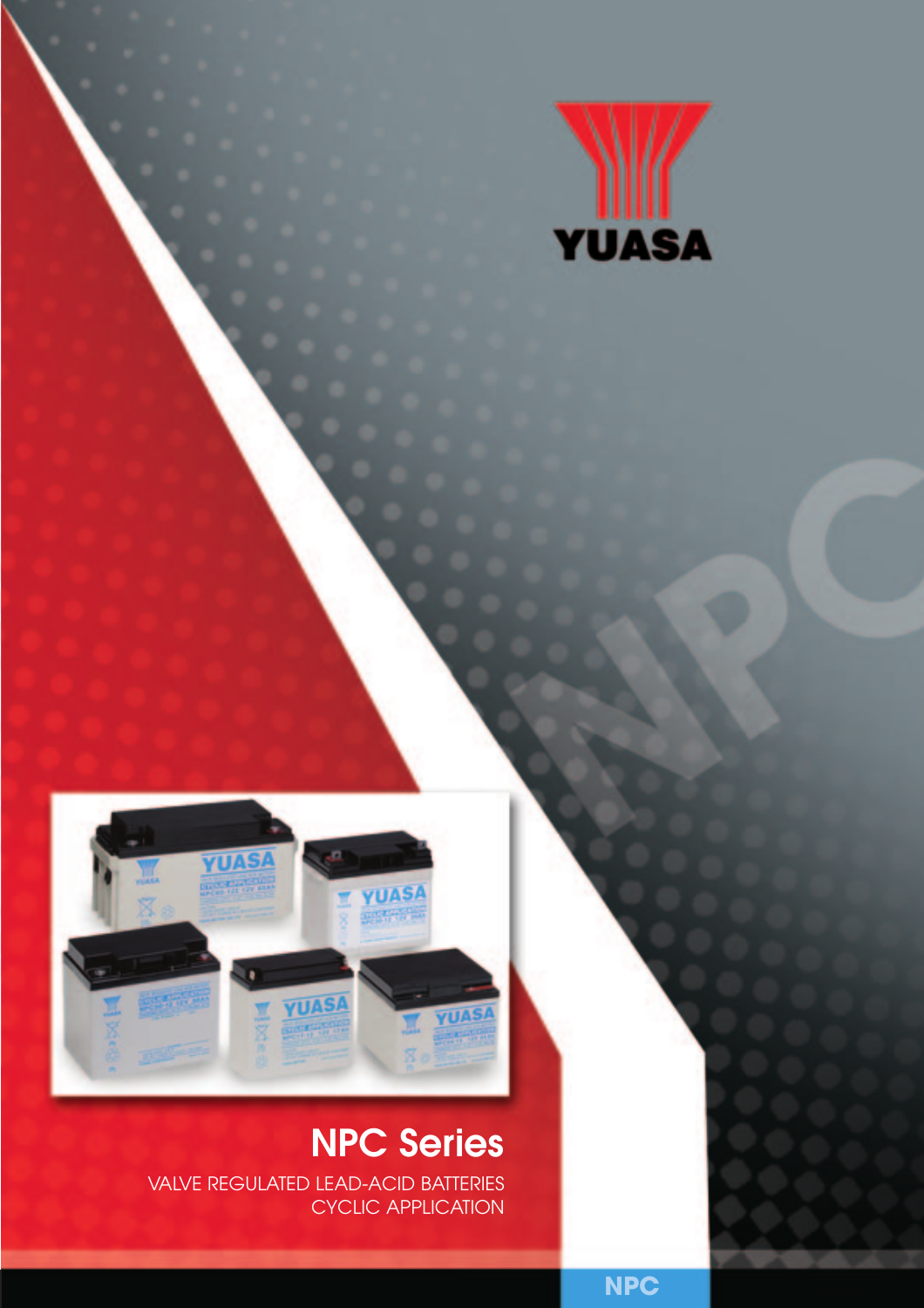YUASA

# NPC Series

VALVE REGULATED LEAD-ACID BATTERIES
CYCLIC APPLICATION

NPC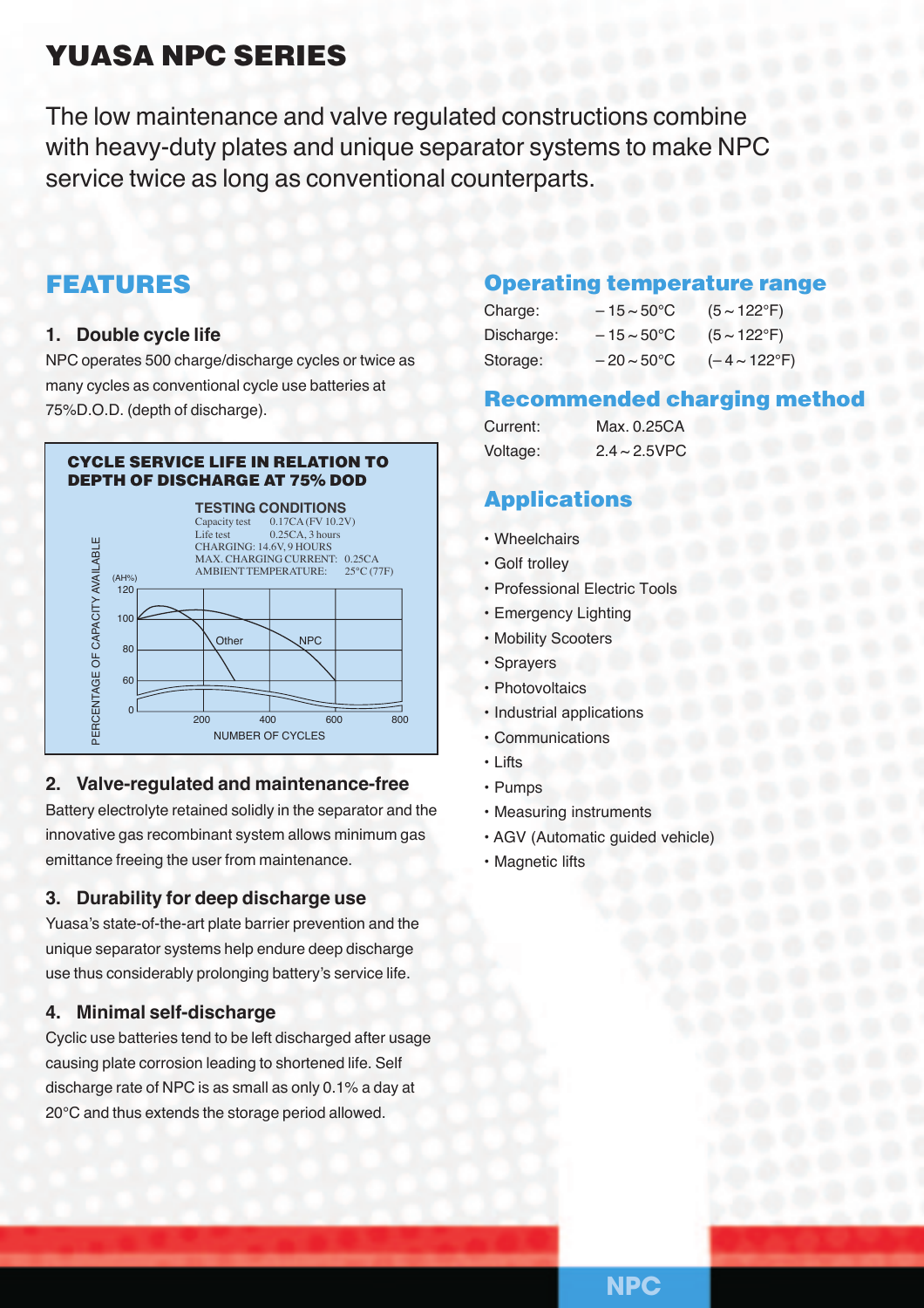# YUASA NPC SERIES

The low maintenance and valve regulated constructions combine with heavy-duty plates and unique separator systems to make NPC service twice as long as conventional counterparts.

## FEATURES

### 1. Double cycle life

NPC operates 500 charge/discharge cycles or twice as many cycles as conventional cycle use batteries at 75%D.O.D. (depth of discharge).

**CYCLE SERVICE LIFE IN RELATION TO DEPTH OF DISCHARGE AT 75% DOD**

TESTING CONDITIONS
Capacity test 0.17CA (FV 10.2V)
Life test 0.25CA, 3 hours
CHARGING: 14.6V, 9 HOURS
MAX. CHARGING CURRENT: 0.25CA
AMBIENT TEMPERATURE: 25°C (77F)

PERCENTAGE OF CAPACITY AVAILABLE (AH%): 0, 60, 80, 100, 120
NUMBER OF CYCLES: 200, 400, 600, 800
Other, NPC

### 2. Valve-regulated and maintenance-free

Battery electrolyte retained solidly in the separator and the innovative gas recombinant system allows minimum gas emittance freeing the user from maintenance.

### 3. Durability for deep discharge use

Yuasa's state-of-the-art plate barrier prevention and the unique separator systems help endure deep discharge use thus considerably prolonging battery's service life.

### 4. Minimal self-discharge

Cyclic use batteries tend to be left discharged after usage causing plate corrosion leading to shortened life. Self discharge rate of NPC is as small as only 0.1% a day at 20°C and thus extends the storage period allowed.

## Operating temperature range

| | | |
|---|---|---|
| Charge: | – 15 ~ 50°C | (5 ~ 122°F) |
| Discharge: | – 15 ~ 50°C | (5 ~ 122°F) |
| Storage: | – 20 ~ 50°C | (– 4 ~ 122°F) |

## Recommended charging method

| | |
|---|---|
| Current: | Max. 0.25CA |
| Voltage: | 2.4 ~ 2.5VPC |

## Applications

- Wheelchairs
- Golf trolley
- Professional Electric Tools
- Emergency Lighting
- Mobility Scooters
- Sprayers
- Photovoltaics
- Industrial applications
- Communications
- Lifts
- Pumps
- Measuring instruments
- AGV (Automatic guided vehicle)
- Magnetic lifts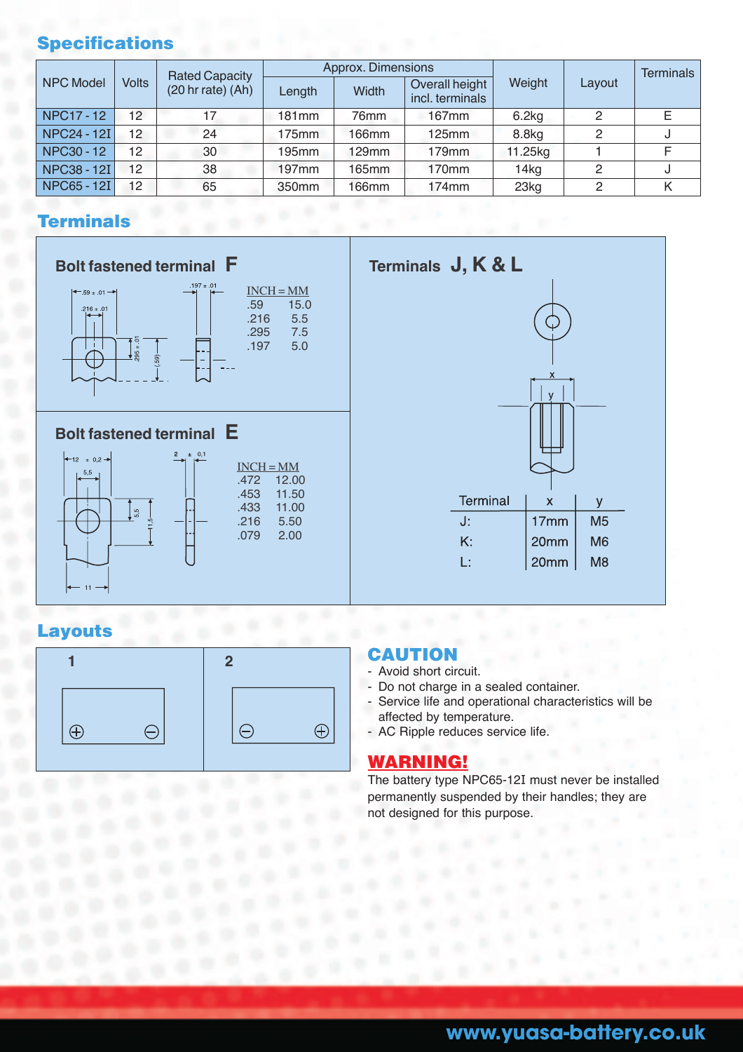## Specifications

| NPC Model | Volts | Rated Capacity (20 hr rate) (Ah) | Approx. Dimensions | | | Weight | Layout | Terminals |
|---|---|---|---|---|---|---|---|---|
| | | | Length | Width | Overall height incl. terminals | | | |
| NPC17 - 12 | 12 | 17 | 181mm | 76mm | 167mm | 6.2kg | 2 | E |
| NPC24 - 12I | 12 | 24 | 175mm | 166mm | 125mm | 8.8kg | 2 | J |
| NPC30 - 12 | 12 | 30 | 195mm | 129mm | 179mm | 11.25kg | 1 | F |
| NPC38 - 12I | 12 | 38 | 197mm | 165mm | 170mm | 14kg | 2 | J |
| NPC65 - 12I | 12 | 65 | 350mm | 166mm | 174mm | 23kg | 2 | K |

## Terminals

### Bolt fastened terminal F

.59 ± .01
.216 ± .01
.197 ± .01
.295 ± .01
(.59)

| INCH | MM |
|---|---|
| .59 | 15.0 |
| .216 | 5.5 |
| .295 | 7.5 |
| .197 | 5.0 |

### Bolt fastened terminal E

12 ± 0,2
5,5
2 ± 0,1
5,5
11,5
11

| INCH | MM |
|---|---|
| .472 | 12.00 |
| .453 | 11.50 |
| .433 | 11.00 |
| .216 | 5.50 |
| .079 | 2.00 |

### Terminals J, K & L

x
y

| Terminal | x | y |
|---|---|---|
| J: | 17mm | M5 |
| K: | 20mm | M6 |
| L: | 20mm | M8 |

## Layouts

1
⊕ ⊖

2
⊖ ⊕

## CAUTION

- Avoid short circuit.
- Do not charge in a sealed container.
- Service life and operational characteristics will be affected by temperature.
- AC Ripple reduces service life.

## WARNING!

The battery type NPC65-12I must never be installed permanently suspended by their handles; they are not designed for this purpose.

www.yuasa-battery.co.uk